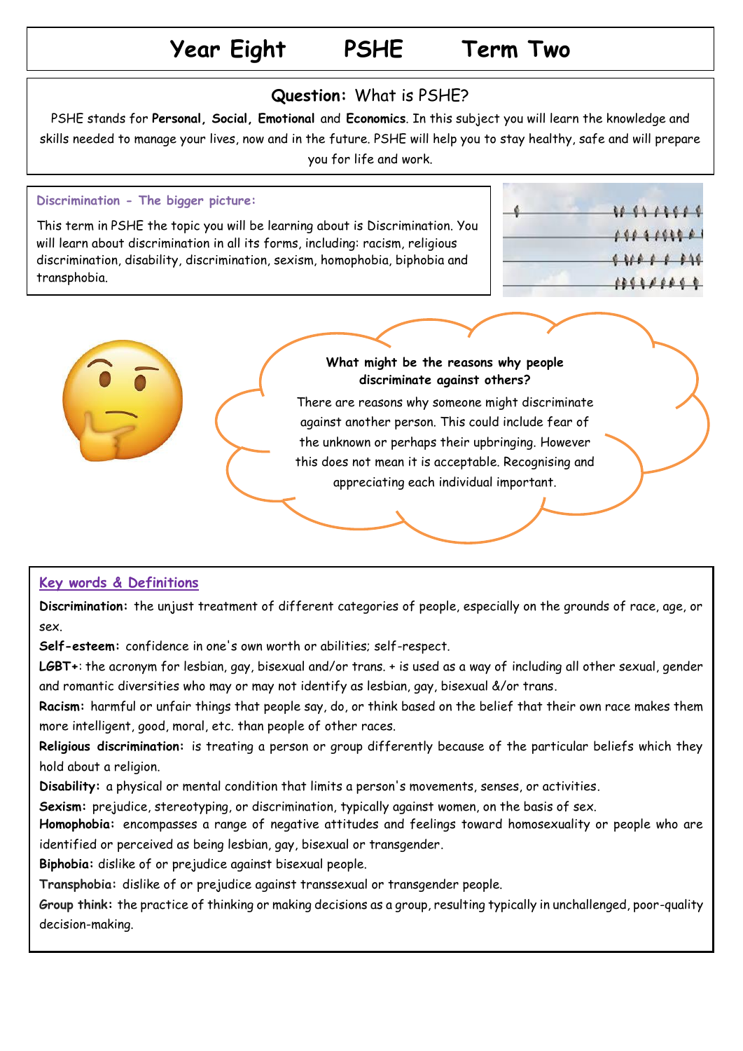# Year Eight PSHE Term Two

## Question: What is PSHE?

PSHE stands for **Personal, Social, Emotional** and **Economics**. In this subject you will learn the knowledge and skills needed to manage your lives, now and in the future. PSHE will help you to stay healthy, safe and will prepare you for life and work.

### Discrimination - The bigger picture:

This term in PSHE the topic you will be learning about is Discrimination. You will learn about discrimination in all its forms, including: racism, religious discrimination, disability, discrimination, sexism, homophobia, biphobia and transphobia.

**What might be the reasons why people discriminate against others?**

There are reasons why someone might discriminate against another person. This could include fear of the unknown or perhaps their upbringing. However this does not mean it is acceptable. Recognising and appreciating each individual important.

### Key words & Definitions

**Discrimination:** the unjust treatment of different categories of people, especially on the grounds of race, age, or sex.

**Self-esteem:** confidence in one's own worth or abilities; self-respect.

**LGBT+**: the acronym for lesbian, gay, bisexual and/or trans. + is used as a way of including all other sexual, gender and romantic diversities who may or may not identify as lesbian, gay, bisexual &/or trans.

**Racism:** harmful or unfair things that people say, do, or think based on the belief that their own race makes them more intelligent, good, moral, etc. than people of other races.

**Religious discrimination:** is treating a person or group differently because of the particular beliefs which they hold about a religion.

**Disability:** a physical or mental condition that limits a person's movements, senses, or activities.

**Sexism:** prejudice, stereotyping, or discrimination, typically against women, on the basis of sex.

**Homophobia:** encompasses a range of negative attitudes and feelings toward homosexuality or people who are identified or perceived as being lesbian, gay, bisexual or transgender.

**Biphobia:** dislike of or prejudice against bisexual people.

**Transphobia:** dislike of or prejudice against transsexual or transgender people.

**Group think:** the practice of thinking or making decisions as a group, resulting typically in unchallenged, poor-quality decision-making.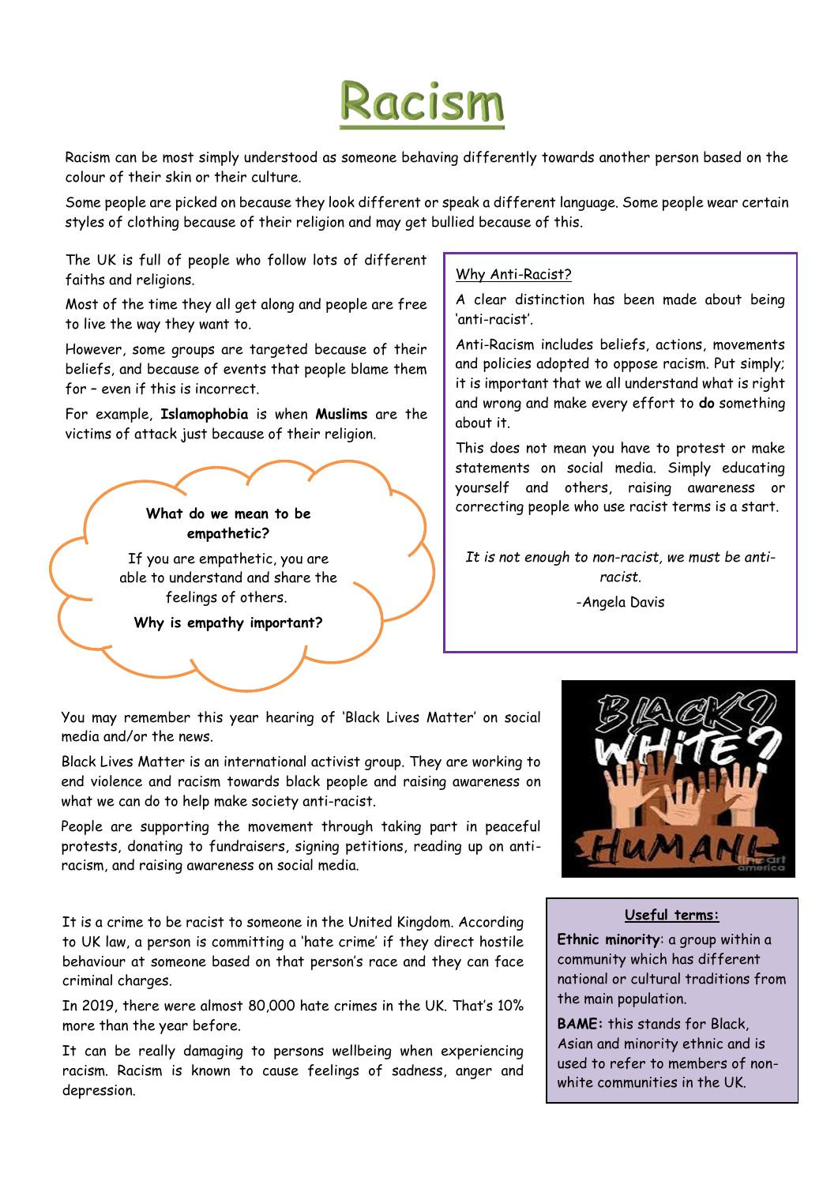# Racism

Racism can be most simply understood as someone behaving differently towards another person based on the colour of their skin or their culture.

Some people are picked on because they look different or speak a different language. Some people wear certain styles of clothing because of their religion and may get bullied because of this.

The UK is full of people who follow lots of different faiths and religions.

Most of the time they all get along and people are free to live the way they want to.

However, some groups are targeted because of their beliefs, and because of events that people blame them for – even if this is incorrect.

For example, **Islamophobia** is when **Muslims** are the victims of attack just because of their religion.

**What do we mean to be empathetic?**

If you are empathetic, you are able to understand and share the feelings of others.

**Why is empathy important?**

Why Anti-Racist?

A clear distinction has been made about being 'anti-racist'.

Anti-Racism includes beliefs, actions, movements and policies adopted to oppose racism. Put simply; it is important that we all understand what is right and wrong and make every effort to **do** something about it.

This does not mean you have to protest or make statements on social media. Simply educating yourself and others, raising awareness or correcting people who use racist terms is a start.

*It is not enough to non-racist, we must be anti-racist.*

-Angela Davis

You may remember this year hearing of 'Black Lives Matter' on social media and/or the news.

Black Lives Matter is an international activist group. They are working to end violence and racism towards black people and raising awareness on what we can do to help make society anti-racist.

People are supporting the movement through taking part in peaceful protests, donating to fundraisers, signing petitions, reading up on anti-racism, and raising awareness on social media.

It is a crime to be racist to someone in the United Kingdom. According to UK law, a person is committing a 'hate crime' if they direct hostile behaviour at someone based on that person's race and they can face criminal charges.

In 2019, there were almost 80,000 hate crimes in the UK. That's 10% more than the year before.

It can be really damaging to persons wellbeing when experiencing racism. Racism is known to cause feelings of sadness, anger and depression.

**Useful terms:**

**Ethnic minority**: a group within a community which has different national or cultural traditions from the main population.

**BAME:** this stands for Black, Asian and minority ethnic and is used to refer to members of non-white communities in the UK.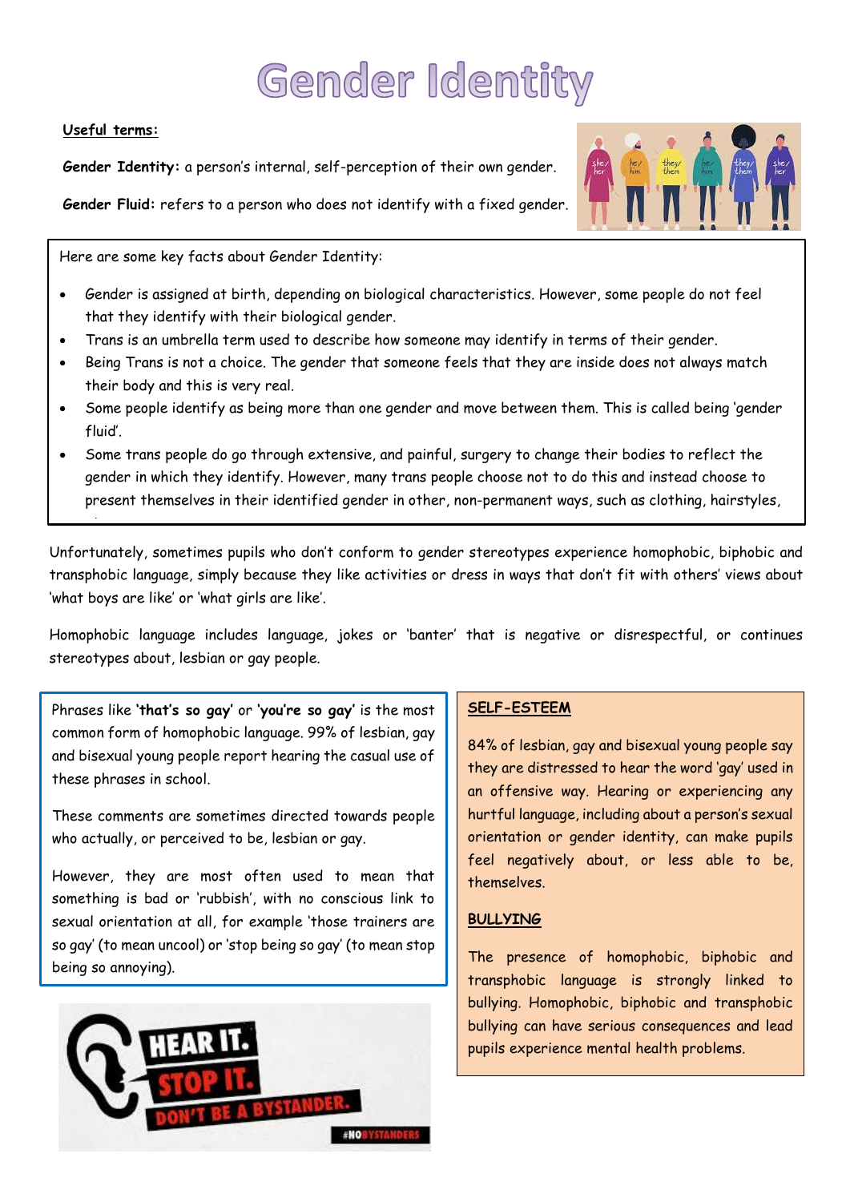# Gender Identity

**Useful terms:**

**Gender Identity:** a person's internal, self-perception of their own gender.

**Gender Fluid:** refers to a person who does not identify with a fixed gender.

Here are some key facts about Gender Identity:

- Gender is assigned at birth, depending on biological characteristics. However, some people do not feel that they identify with their biological gender.
- Trans is an umbrella term used to describe how someone may identify in terms of their gender.
- Being Trans is not a choice. The gender that someone feels that they are inside does not always match their body and this is very real.
- Some people identify as being more than one gender and move between them. This is called being 'gender fluid'.
- Some trans people do go through extensive, and painful, surgery to change their bodies to reflect the gender in which they identify. However, many trans people choose not to do this and instead choose to present themselves in their identified gender in other, non-permanent ways, such as clothing, hairstyles,

Unfortunately, sometimes pupils who don't conform to gender stereotypes experience homophobic, biphobic and transphobic language, simply because they like activities or dress in ways that don't fit with others' views about 'what boys are like' or 'what girls are like'.

Homophobic language includes language, jokes or 'banter' that is negative or disrespectful, or continues stereotypes about, lesbian or gay people.

Phrases like **'that's so gay'** or **'you're so gay'** is the most common form of homophobic language. 99% of lesbian, gay and bisexual young people report hearing the casual use of these phrases in school.

These comments are sometimes directed towards people who actually, or perceived to be, lesbian or gay.

However, they are most often used to mean that something is bad or 'rubbish', with no conscious link to sexual orientation at all, for example 'those trainers are so gay' (to mean uncool) or 'stop being so gay' (to mean stop being so annoying).

**SELF-ESTEEM**

84% of lesbian, gay and bisexual young people say they are distressed to hear the word 'gay' used in an offensive way. Hearing or experiencing any hurtful language, including about a person's sexual orientation or gender identity, can make pupils feel negatively about, or less able to be, themselves.

**BULLYING**

The presence of homophobic, biphobic and transphobic language is strongly linked to bullying. Homophobic, biphobic and transphobic bullying can have serious consequences and lead pupils experience mental health problems.

HEAR IT. STOP IT. DON'T BE A BYSTANDER. #NOBYSTANDERS